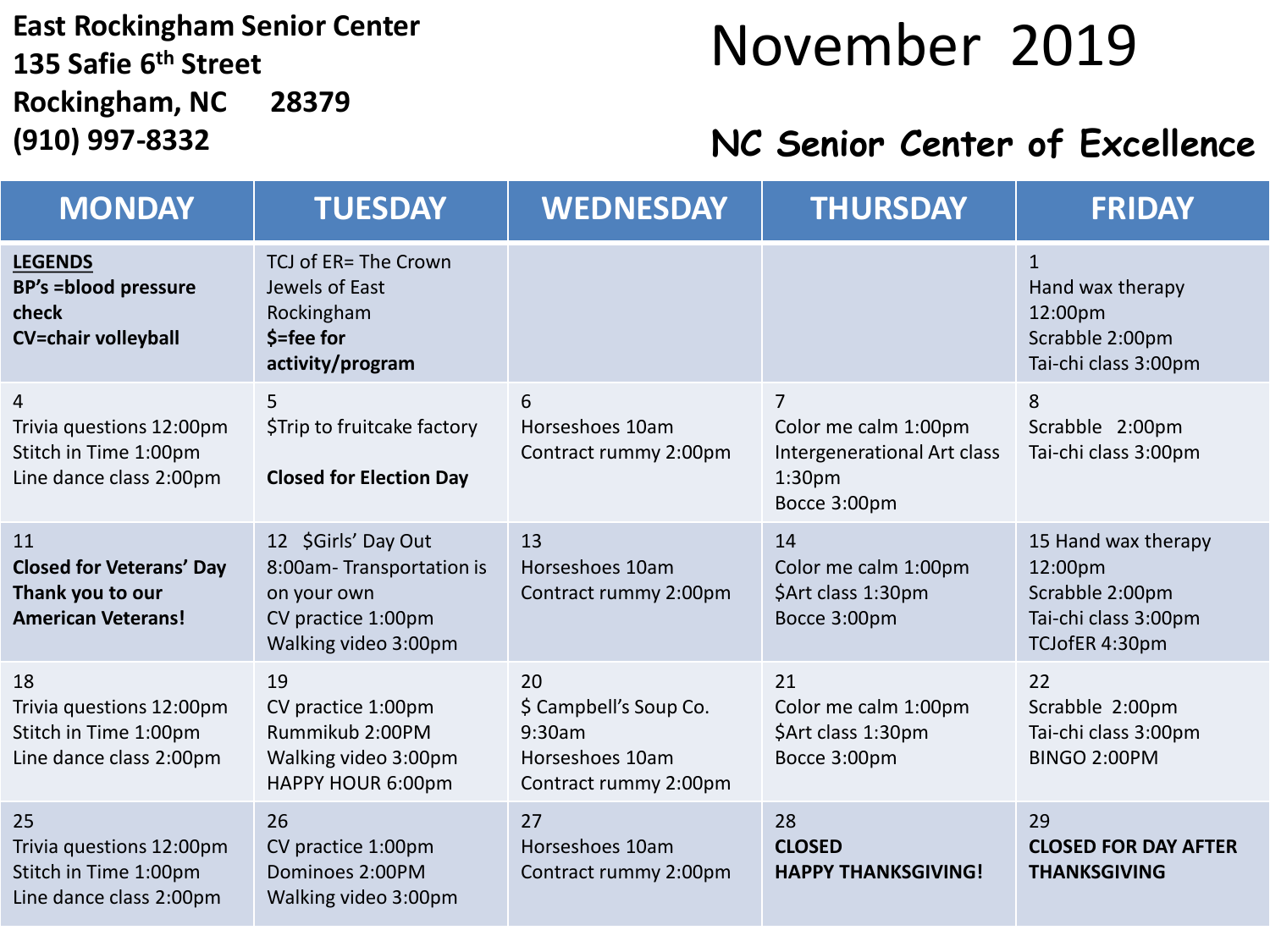**East Rockingham Senior Center**
**135 Safie 6th Street**
**Rockingham, NC 28379**
**(910) 997-8332**

# November 2019

## NC Senior Center of Excellence

| MONDAY | TUESDAY | WEDNESDAY | THURSDAY | FRIDAY |
|---|---|---|---|---|
| **LEGENDS**<br>**BP's =blood pressure check**<br>**CV=chair volleyball** | TCJ of ER= The Crown Jewels of East Rockingham<br>**$=fee for activity/program** | | | 1<br>Hand wax therapy 12:00pm<br>Scrabble 2:00pm<br>Tai-chi class 3:00pm |
| 4<br>Trivia questions 12:00pm<br>Stitch in Time 1:00pm<br>Line dance class 2:00pm | 5<br>$Trip to fruitcake factory<br><br>**Closed for Election Day** | 6<br>Horseshoes 10am<br>Contract rummy 2:00pm | 7<br>Color me calm 1:00pm<br>Intergenerational Art class 1:30pm<br>Bocce 3:00pm | 8<br>Scrabble 2:00pm<br>Tai-chi class 3:00pm |
| 11<br>**Closed for Veterans' Day**<br>**Thank you to our American Veterans!** | 12 $Girls' Day Out 8:00am- Transportation is on your own<br>CV practice 1:00pm<br>Walking video 3:00pm | 13<br>Horseshoes 10am<br>Contract rummy 2:00pm | 14<br>Color me calm 1:00pm<br>$Art class 1:30pm<br>Bocce 3:00pm | 15 Hand wax therapy 12:00pm<br>Scrabble 2:00pm<br>Tai-chi class 3:00pm<br>TCJofER 4:30pm |
| 18<br>Trivia questions 12:00pm<br>Stitch in Time 1:00pm<br>Line dance class 2:00pm | 19<br>CV practice 1:00pm<br>Rummikub 2:00PM<br>Walking video 3:00pm<br>HAPPY HOUR 6:00pm | 20<br>$ Campbell's Soup Co. 9:30am<br>Horseshoes 10am<br>Contract rummy 2:00pm | 21<br>Color me calm 1:00pm<br>$Art class 1:30pm<br>Bocce 3:00pm | 22<br>Scrabble 2:00pm<br>Tai-chi class 3:00pm<br>BINGO 2:00PM |
| 25<br>Trivia questions 12:00pm<br>Stitch in Time 1:00pm<br>Line dance class 2:00pm | 26<br>CV practice 1:00pm<br>Dominoes 2:00PM<br>Walking video 3:00pm | 27<br>Horseshoes 10am<br>Contract rummy 2:00pm | 28<br>**CLOSED**<br>**HAPPY THANKSGIVING!** | 29<br>**CLOSED FOR DAY AFTER THANKSGIVING** |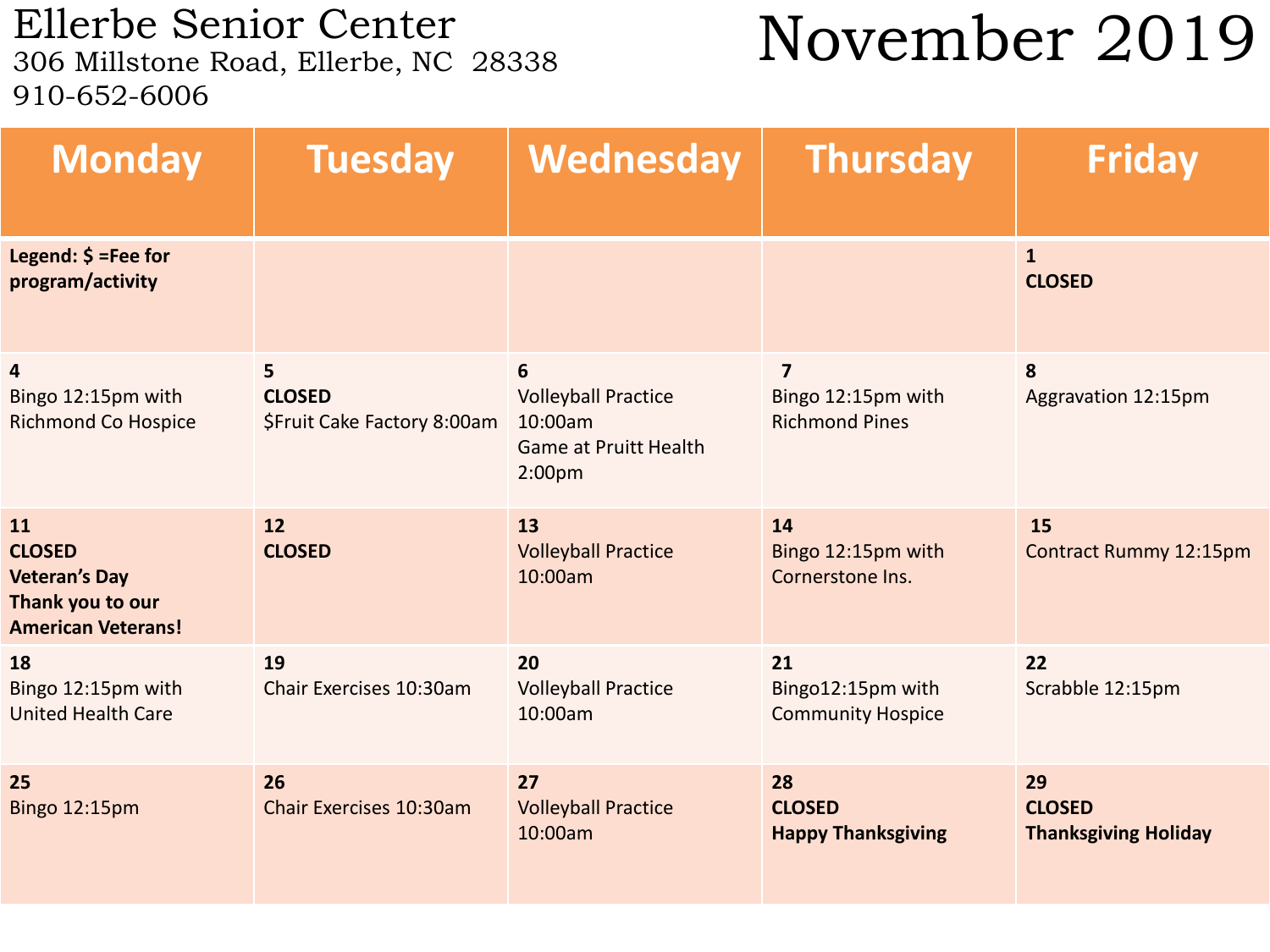# Ellerbe Senior Center

306 Millstone Road, Ellerbe, NC 28338

910-652-6006

# November 2019

| Monday | Tuesday | Wednesday | Thursday | Friday |
|---|---|---|---|---|
| **Legend: $ =Fee for program/activity** | | | | **1**<br>**CLOSED** |
| **4**<br>Bingo 12:15pm with Richmond Co Hospice | **5**<br>**CLOSED**<br>$Fruit Cake Factory 8:00am | **6**<br>Volleyball Practice 10:00am<br>Game at Pruitt Health 2:00pm | **7**<br>Bingo 12:15pm with Richmond Pines | **8**<br>Aggravation 12:15pm |
| **11**<br>**CLOSED**<br>**Veteran's Day**<br>**Thank you to our American Veterans!** | **12**<br>**CLOSED** | **13**<br>Volleyball Practice 10:00am | **14**<br>Bingo 12:15pm with Cornerstone Ins. | **15**<br>Contract Rummy 12:15pm |
| **18**<br>Bingo 12:15pm with United Health Care | **19**<br>Chair Exercises 10:30am | **20**<br>Volleyball Practice 10:00am | **21**<br>Bingo12:15pm with Community Hospice | **22**<br>Scrabble 12:15pm |
| **25**<br>Bingo 12:15pm | **26**<br>Chair Exercises 10:30am | **27**<br>Volleyball Practice 10:00am | **28**<br>**CLOSED**<br>**Happy Thanksgiving** | **29**<br>**CLOSED**<br>**Thanksgiving Holiday** |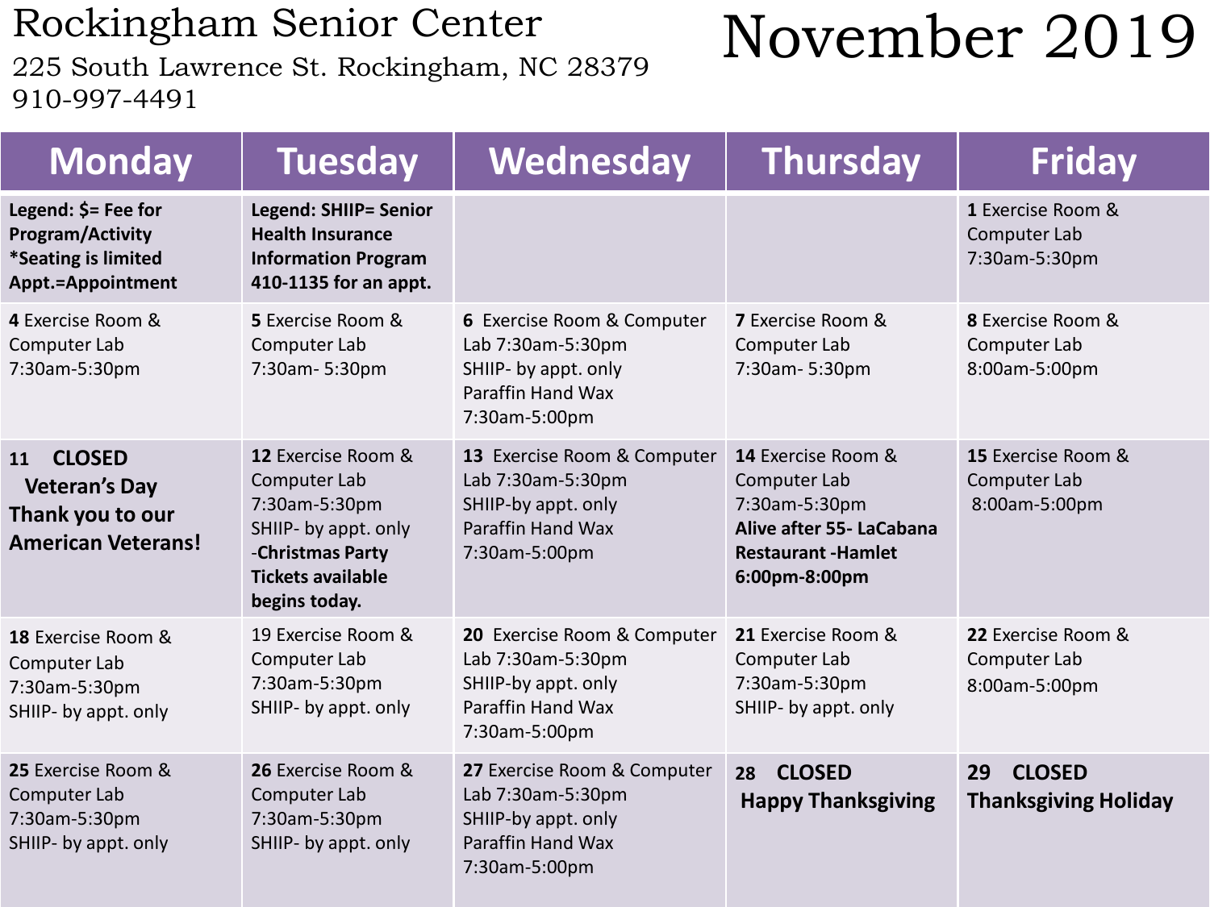# Rockingham Senior Center

225 South Lawrence St. Rockingham, NC 28379
910-997-4491

# November 2019

| Monday | Tuesday | Wednesday | Thursday | Friday |
|---|---|---|---|---|
| **Legend: $= Fee for Program/Activity *Seating is limited Appt.=Appointment** | **Legend: SHIIP= Senior Health Insurance Information Program 410-1135 for an appt.** | | | **1** Exercise Room & Computer Lab 7:30am-5:30pm |
| **4** Exercise Room & Computer Lab 7:30am-5:30pm | **5** Exercise Room & Computer Lab 7:30am- 5:30pm | **6** Exercise Room & Computer Lab 7:30am-5:30pm SHIIP- by appt. only Paraffin Hand Wax 7:30am-5:00pm | **7** Exercise Room & Computer Lab 7:30am- 5:30pm | **8** Exercise Room & Computer Lab 8:00am-5:00pm |
| **11 CLOSED Veteran's Day Thank you to our American Veterans!** | **12** Exercise Room & Computer Lab 7:30am-5:30pm SHIIP- by appt. only -**Christmas Party Tickets available begins today.** | **13** Exercise Room & Computer Lab 7:30am-5:30pm SHIIP-by appt. only Paraffin Hand Wax 7:30am-5:00pm | **14** Exercise Room & Computer Lab 7:30am-5:30pm **Alive after 55- LaCabana Restaurant -Hamlet 6:00pm-8:00pm** | **15** Exercise Room & Computer Lab 8:00am-5:00pm |
| **18** Exercise Room & Computer Lab 7:30am-5:30pm SHIIP- by appt. only | 19 Exercise Room & Computer Lab 7:30am-5:30pm SHIIP- by appt. only | **20** Exercise Room & Computer Lab 7:30am-5:30pm SHIIP-by appt. only Paraffin Hand Wax 7:30am-5:00pm | **21** Exercise Room & Computer Lab 7:30am-5:30pm SHIIP- by appt. only | **22** Exercise Room & Computer Lab 8:00am-5:00pm |
| **25** Exercise Room & Computer Lab 7:30am-5:30pm SHIIP- by appt. only | **26** Exercise Room & Computer Lab 7:30am-5:30pm SHIIP- by appt. only | **27** Exercise Room & Computer Lab 7:30am-5:30pm SHIIP-by appt. only Paraffin Hand Wax 7:30am-5:00pm | **28 CLOSED Happy Thanksgiving** | **29 CLOSED Thanksgiving Holiday** |